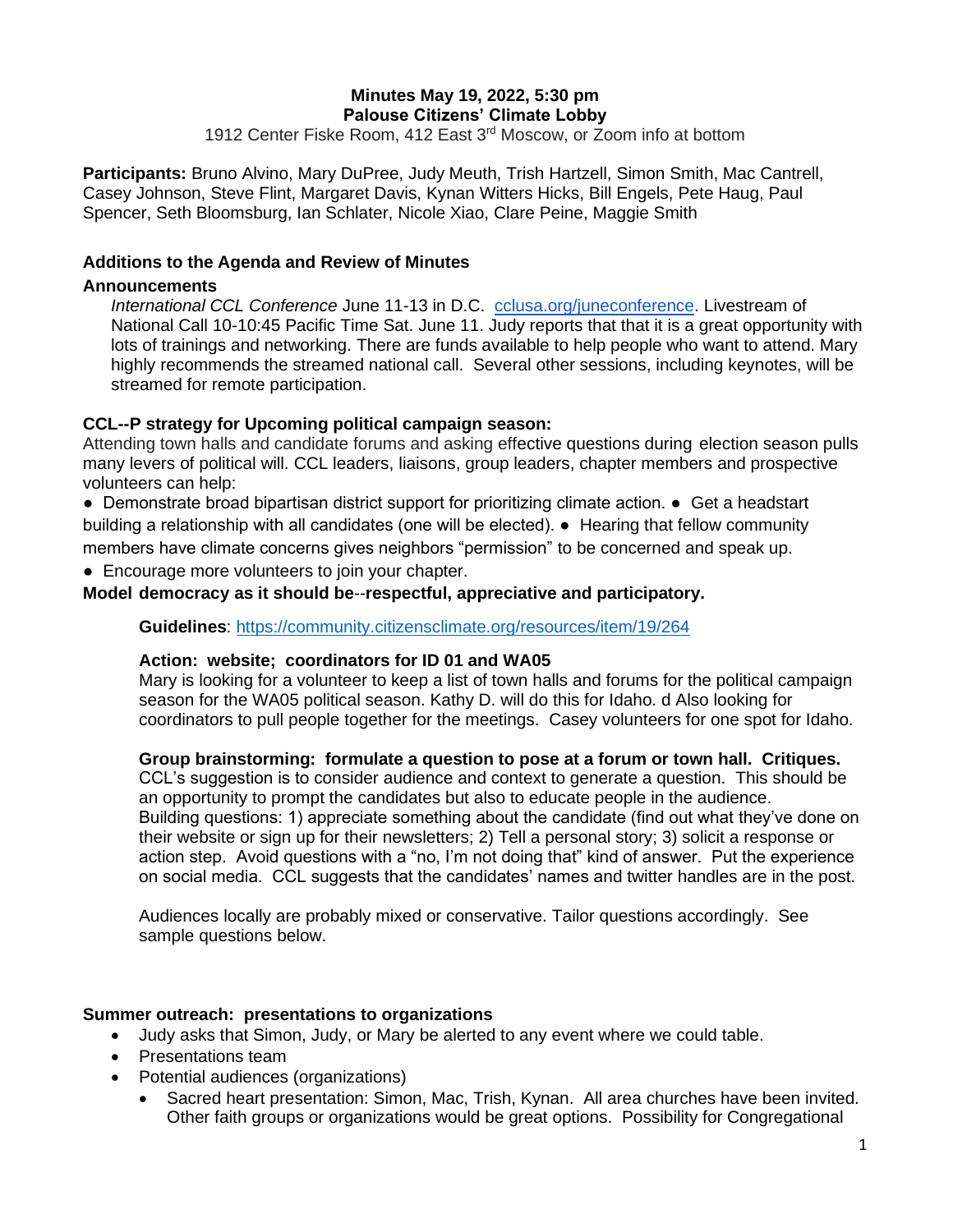**Minutes May 19, 2022, 5:30 pm**
**Palouse Citizens' Climate Lobby**

1912 Center Fiske Room, 412 East 3rd Moscow, or Zoom info at bottom

**Participants:** Bruno Alvino, Mary DuPree, Judy Meuth, Trish Hartzell, Simon Smith, Mac Cantrell, Casey Johnson, Steve Flint, Margaret Davis, Kynan Witters Hicks, Bill Engels, Pete Haug, Paul Spencer, Seth Bloomsburg, Ian Schlater, Nicole Xiao, Clare Peine, Maggie Smith

### Additions to the Agenda and Review of Minutes

### Announcements

*International CCL Conference* June 11-13 in D.C. [cclusa.org/juneconference](cclusa.org/juneconference). Livestream of National Call 10-10:45 Pacific Time Sat. June 11. Judy reports that that it is a great opportunity with lots of trainings and networking. There are funds available to help people who want to attend. Mary highly recommends the streamed national call. Several other sessions, including keynotes, will be streamed for remote participation.

### CCL--P strategy for Upcoming political campaign season:

Attending town halls and candidate forums and asking effective questions during election season pulls many levers of political will. CCL leaders, liaisons, group leaders, chapter members and prospective volunteers can help:

- Demonstrate broad bipartisan district support for prioritizing climate action.
- Get a headstart building a relationship with all candidates (one will be elected).
- Hearing that fellow community members have climate concerns gives neighbors "permission" to be concerned and speak up.
- Encourage more volunteers to join your chapter.

**Model democracy as it should be--respectful, appreciative and participatory.**

**Guidelines**: [https://community.citizensclimate.org/resources/item/19/264](https://community.citizensclimate.org/resources/item/19/264)

**Action: website; coordinators for ID 01 and WA05**

Mary is looking for a volunteer to keep a list of town halls and forums for the political campaign season for the WA05 political season. Kathy D. will do this for Idaho. d Also looking for coordinators to pull people together for the meetings. Casey volunteers for one spot for Idaho.

**Group brainstorming: formulate a question to pose at a forum or town hall. Critiques.**

CCL's suggestion is to consider audience and context to generate a question. This should be an opportunity to prompt the candidates but also to educate people in the audience. Building questions: 1) appreciate something about the candidate (find out what they've done on their website or sign up for their newsletters; 2) Tell a personal story; 3) solicit a response or action step. Avoid questions with a "no, I'm not doing that" kind of answer. Put the experience on social media. CCL suggests that the candidates' names and twitter handles are in the post.

Audiences locally are probably mixed or conservative. Tailor questions accordingly. See sample questions below.

### Summer outreach: presentations to organizations

- Judy asks that Simon, Judy, or Mary be alerted to any event where we could table.
- Presentations team
- Potential audiences (organizations)
  - Sacred heart presentation: Simon, Mac, Trish, Kynan. All area churches have been invited. Other faith groups or organizations would be great options. Possibility for Congregational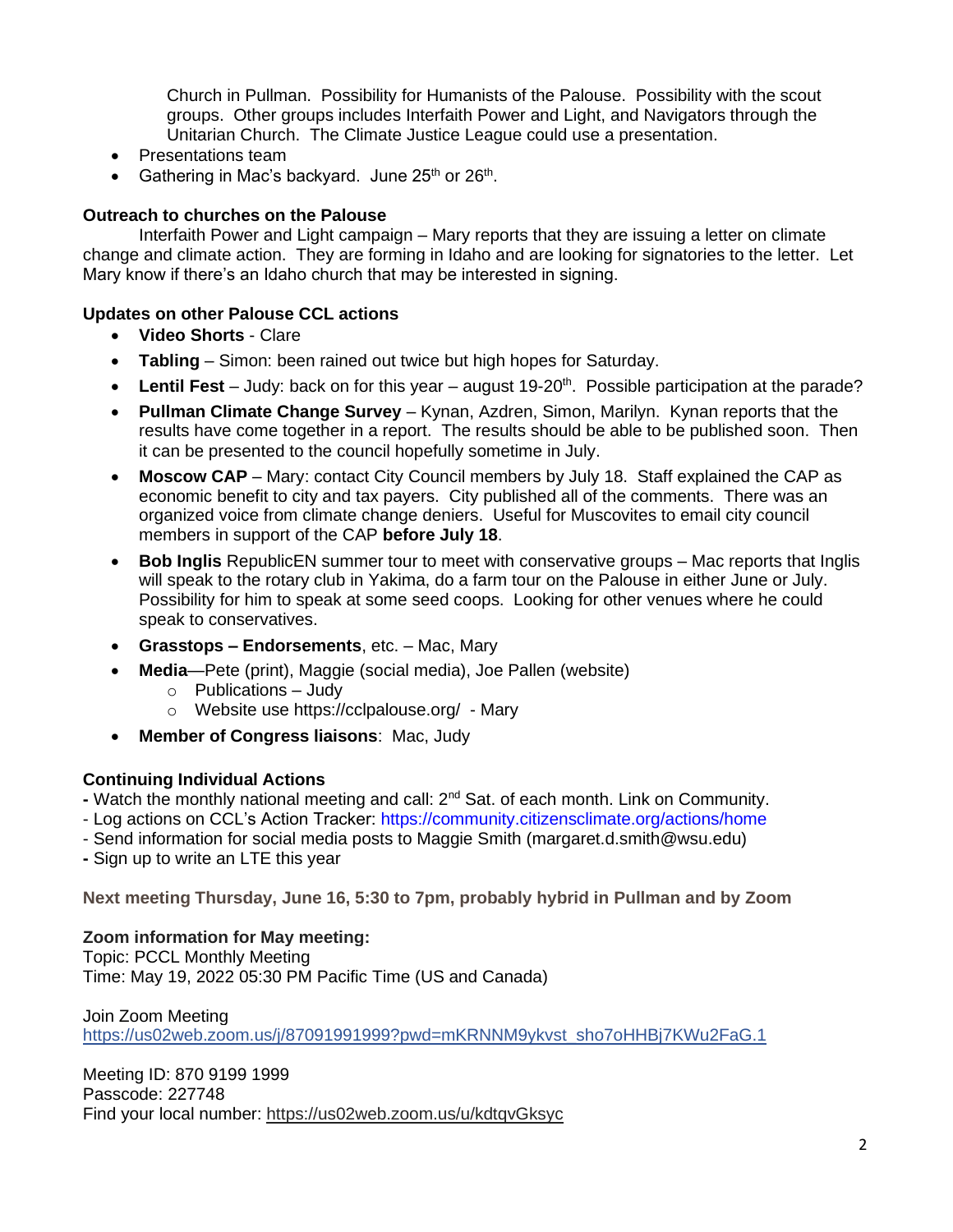Church in Pullman. Possibility for Humanists of the Palouse. Possibility with the scout groups. Other groups includes Interfaith Power and Light, and Navigators through the Unitarian Church. The Climate Justice League could use a presentation.

- Presentations team
- Gathering in Mac's backyard. June 25th or 26th.

**Outreach to churches on the Palouse**

Interfaith Power and Light campaign – Mary reports that they are issuing a letter on climate change and climate action. They are forming in Idaho and are looking for signatories to the letter. Let Mary know if there's an Idaho church that may be interested in signing.

**Updates on other Palouse CCL actions**

- **Video Shorts** - Clare
- **Tabling** – Simon: been rained out twice but high hopes for Saturday.
- **Lentil Fest** – Judy: back on for this year – august 19-20th. Possible participation at the parade?
- **Pullman Climate Change Survey** – Kynan, Azdren, Simon, Marilyn. Kynan reports that the results have come together in a report. The results should be able to be published soon. Then it can be presented to the council hopefully sometime in July.
- **Moscow CAP** – Mary: contact City Council members by July 18. Staff explained the CAP as economic benefit to city and tax payers. City published all of the comments. There was an organized voice from climate change deniers. Useful for Muscovites to email city council members in support of the CAP **before July 18**.
- **Bob Inglis** RepublicEN summer tour to meet with conservative groups – Mac reports that Inglis will speak to the rotary club in Yakima, do a farm tour on the Palouse in either June or July. Possibility for him to speak at some seed coops. Looking for other venues where he could speak to conservatives.
- **Grasstops – Endorsements**, etc. – Mac, Mary
- **Media**—Pete (print), Maggie (social media), Joe Pallen (website)
  - Publications – Judy
  - Website use https://cclpalouse.org/ - Mary
- **Member of Congress liaisons**: Mac, Judy

**Continuing Individual Actions**

- Watch the monthly national meeting and call: 2nd Sat. of each month. Link on Community.
- Log actions on CCL's Action Tracker: https://community.citizensclimate.org/actions/home
- Send information for social media posts to Maggie Smith (margaret.d.smith@wsu.edu)
- Sign up to write an LTE this year

**Next meeting Thursday, June 16, 5:30 to 7pm, probably hybrid in Pullman and by Zoom**

**Zoom information for May meeting:**

Topic: PCCL Monthly Meeting
Time: May 19, 2022 05:30 PM Pacific Time (US and Canada)

Join Zoom Meeting
https://us02web.zoom.us/j/87091991999?pwd=mKRNNM9ykvst_sho7oHHBj7KWu2FaG.1

Meeting ID: 870 9199 1999
Passcode: 227748
Find your local number: https://us02web.zoom.us/u/kdtqvGksyc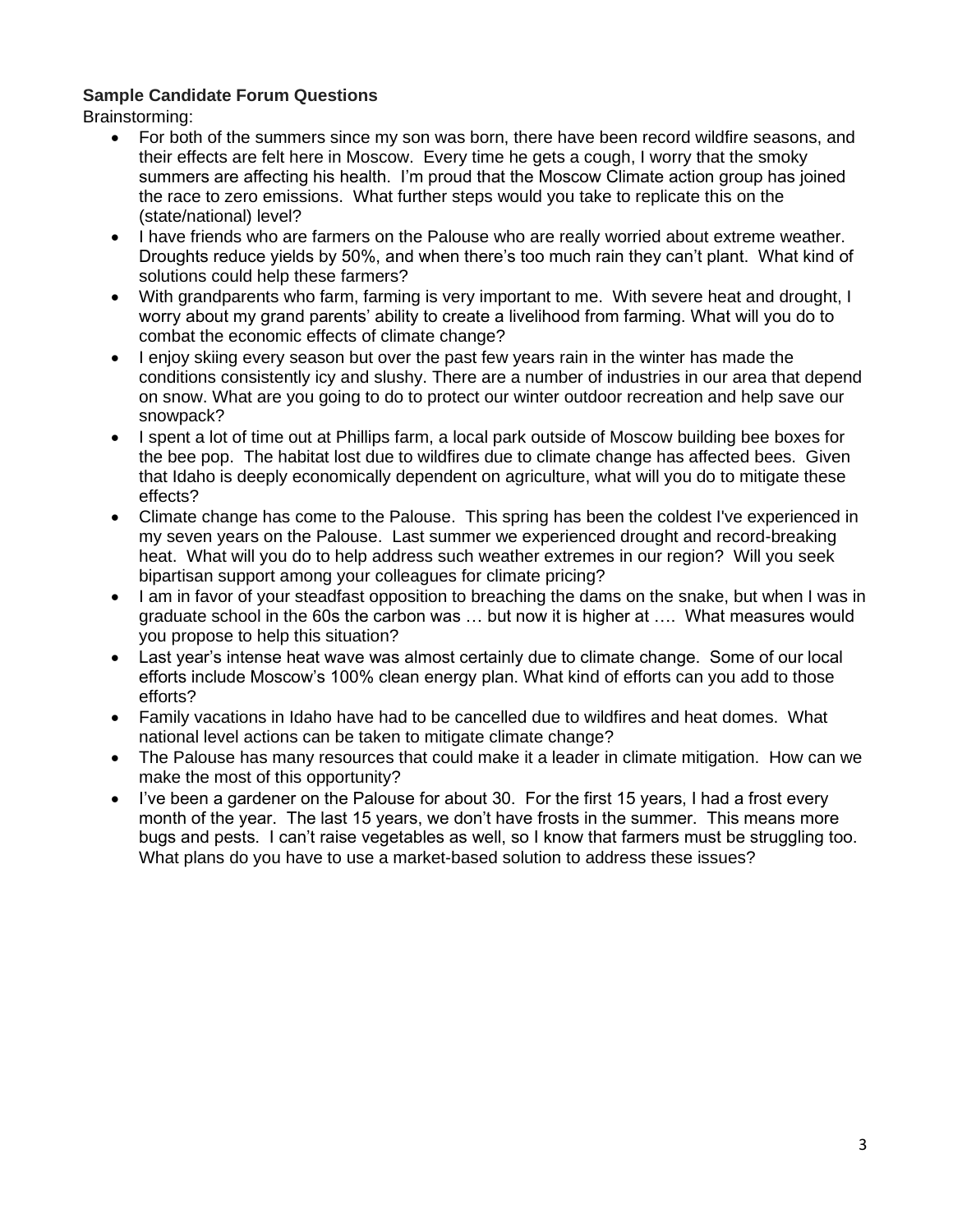**Sample Candidate Forum Questions**

Brainstorming:

- For both of the summers since my son was born, there have been record wildfire seasons, and their effects are felt here in Moscow. Every time he gets a cough, I worry that the smoky summers are affecting his health. I'm proud that the Moscow Climate action group has joined the race to zero emissions. What further steps would you take to replicate this on the (state/national) level?
- I have friends who are farmers on the Palouse who are really worried about extreme weather. Droughts reduce yields by 50%, and when there's too much rain they can't plant. What kind of solutions could help these farmers?
- With grandparents who farm, farming is very important to me. With severe heat and drought, I worry about my grand parents' ability to create a livelihood from farming. What will you do to combat the economic effects of climate change?
- I enjoy skiing every season but over the past few years rain in the winter has made the conditions consistently icy and slushy. There are a number of industries in our area that depend on snow. What are you going to do to protect our winter outdoor recreation and help save our snowpack?
- I spent a lot of time out at Phillips farm, a local park outside of Moscow building bee boxes for the bee pop. The habitat lost due to wildfires due to climate change has affected bees. Given that Idaho is deeply economically dependent on agriculture, what will you do to mitigate these effects?
- Climate change has come to the Palouse. This spring has been the coldest I've experienced in my seven years on the Palouse. Last summer we experienced drought and record-breaking heat. What will you do to help address such weather extremes in our region? Will you seek bipartisan support among your colleagues for climate pricing?
- I am in favor of your steadfast opposition to breaching the dams on the snake, but when I was in graduate school in the 60s the carbon was … but now it is higher at …. What measures would you propose to help this situation?
- Last year's intense heat wave was almost certainly due to climate change. Some of our local efforts include Moscow's 100% clean energy plan. What kind of efforts can you add to those efforts?
- Family vacations in Idaho have had to be cancelled due to wildfires and heat domes. What national level actions can be taken to mitigate climate change?
- The Palouse has many resources that could make it a leader in climate mitigation. How can we make the most of this opportunity?
- I've been a gardener on the Palouse for about 30. For the first 15 years, I had a frost every month of the year. The last 15 years, we don't have frosts in the summer. This means more bugs and pests. I can't raise vegetables as well, so I know that farmers must be struggling too. What plans do you have to use a market-based solution to address these issues?